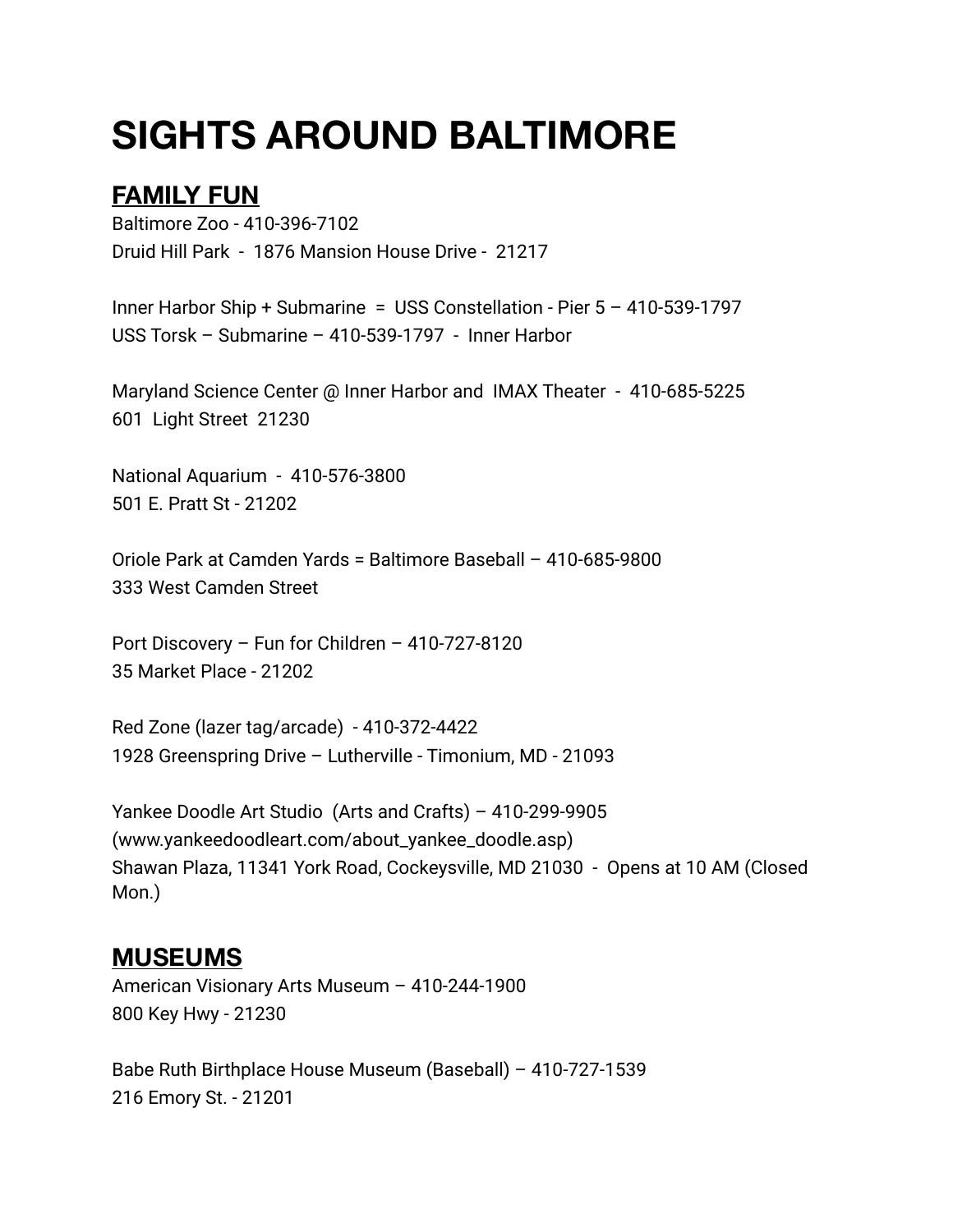# SIGHTS AROUND BALTIMORE

## FAMILY FUN

Baltimore Zoo - 410-396-7102
Druid Hill Park - 1876 Mansion House Drive - 21217

Inner Harbor Ship + Submarine = USS Constellation - Pier 5 – 410-539-1797
USS Torsk – Submarine – 410-539-1797 - Inner Harbor

Maryland Science Center @ Inner Harbor and IMAX Theater - 410-685-5225
601 Light Street 21230

National Aquarium - 410-576-3800
501 E. Pratt St - 21202

Oriole Park at Camden Yards = Baltimore Baseball – 410-685-9800
333 West Camden Street

Port Discovery – Fun for Children – 410-727-8120
35 Market Place - 21202

Red Zone (lazer tag/arcade) - 410-372-4422
1928 Greenspring Drive – Lutherville - Timonium, MD - 21093

Yankee Doodle Art Studio (Arts and Crafts) – 410-299-9905
(www.yankeedoodleart.com/about_yankee_doodle.asp)
Shawan Plaza, 11341 York Road, Cockeysville, MD 21030 - Opens at 10 AM (Closed Mon.)

## MUSEUMS

American Visionary Arts Museum – 410-244-1900
800 Key Hwy - 21230

Babe Ruth Birthplace House Museum (Baseball) – 410-727-1539
216 Emory St. - 21201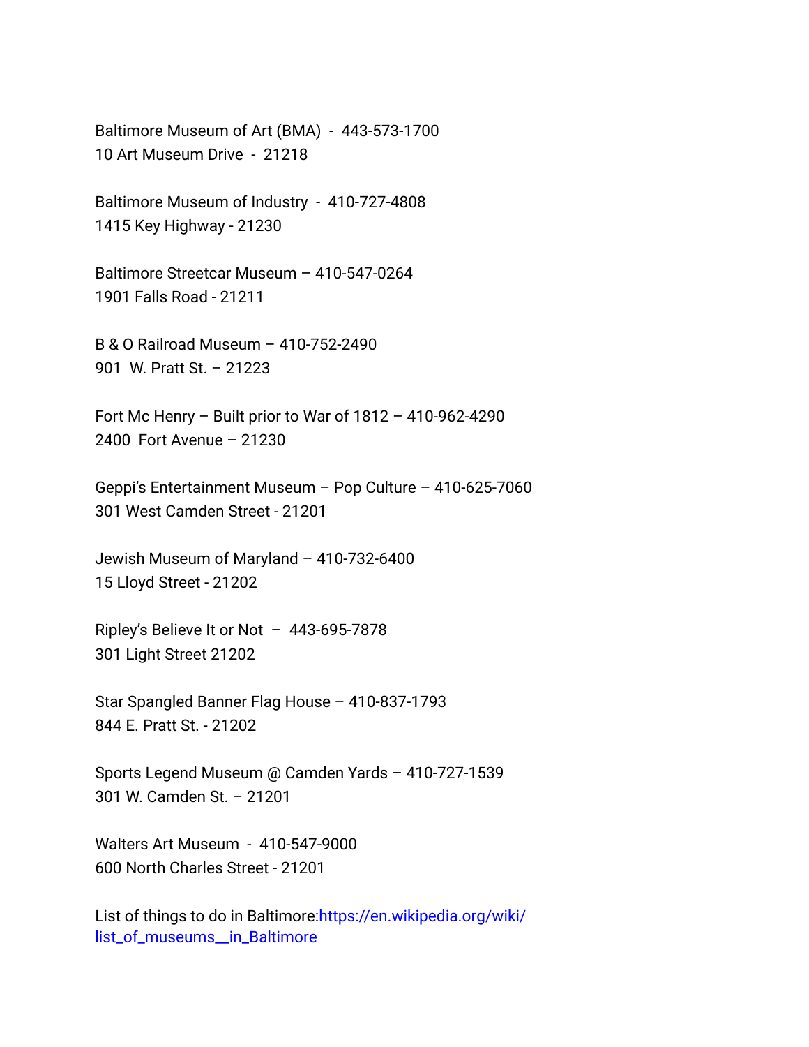Baltimore Museum of Art (BMA) - 443-573-1700
10 Art Museum Drive - 21218

Baltimore Museum of Industry - 410-727-4808
1415 Key Highway - 21230

Baltimore Streetcar Museum – 410-547-0264
1901 Falls Road - 21211

B & O Railroad Museum – 410-752-2490
901 W. Pratt St. – 21223

Fort Mc Henry – Built prior to War of 1812 – 410-962-4290
2400 Fort Avenue – 21230

Geppi's Entertainment Museum – Pop Culture – 410-625-7060
301 West Camden Street - 21201

Jewish Museum of Maryland – 410-732-6400
15 Lloyd Street - 21202

Ripley's Believe It or Not – 443-695-7878
301 Light Street 21202

Star Spangled Banner Flag House – 410-837-1793
844 E. Pratt St. - 21202

Sports Legend Museum @ Camden Yards – 410-727-1539
301 W. Camden St. – 21201

Walters Art Museum - 410-547-9000
600 North Charles Street - 21201

List of things to do in Baltimore:[https://en.wikipedia.org/wiki/list_of_museums__in_Baltimore](https://en.wikipedia.org/wiki/list_of_museums__in_Baltimore)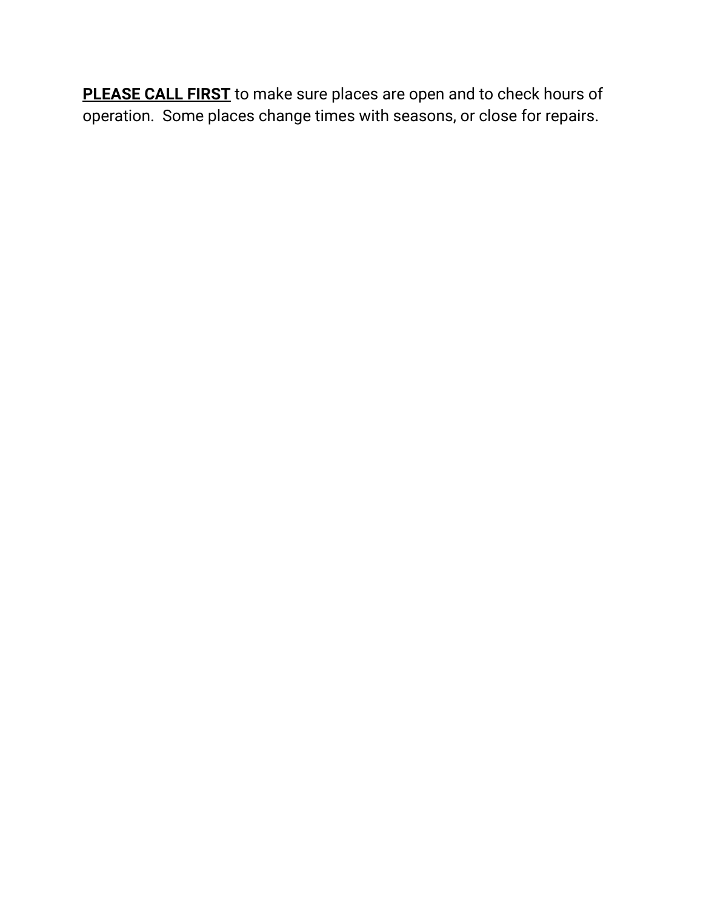**<u>PLEASE CALL FIRST</u>** to make sure places are open and to check hours of operation. Some places change times with seasons, or close for repairs.